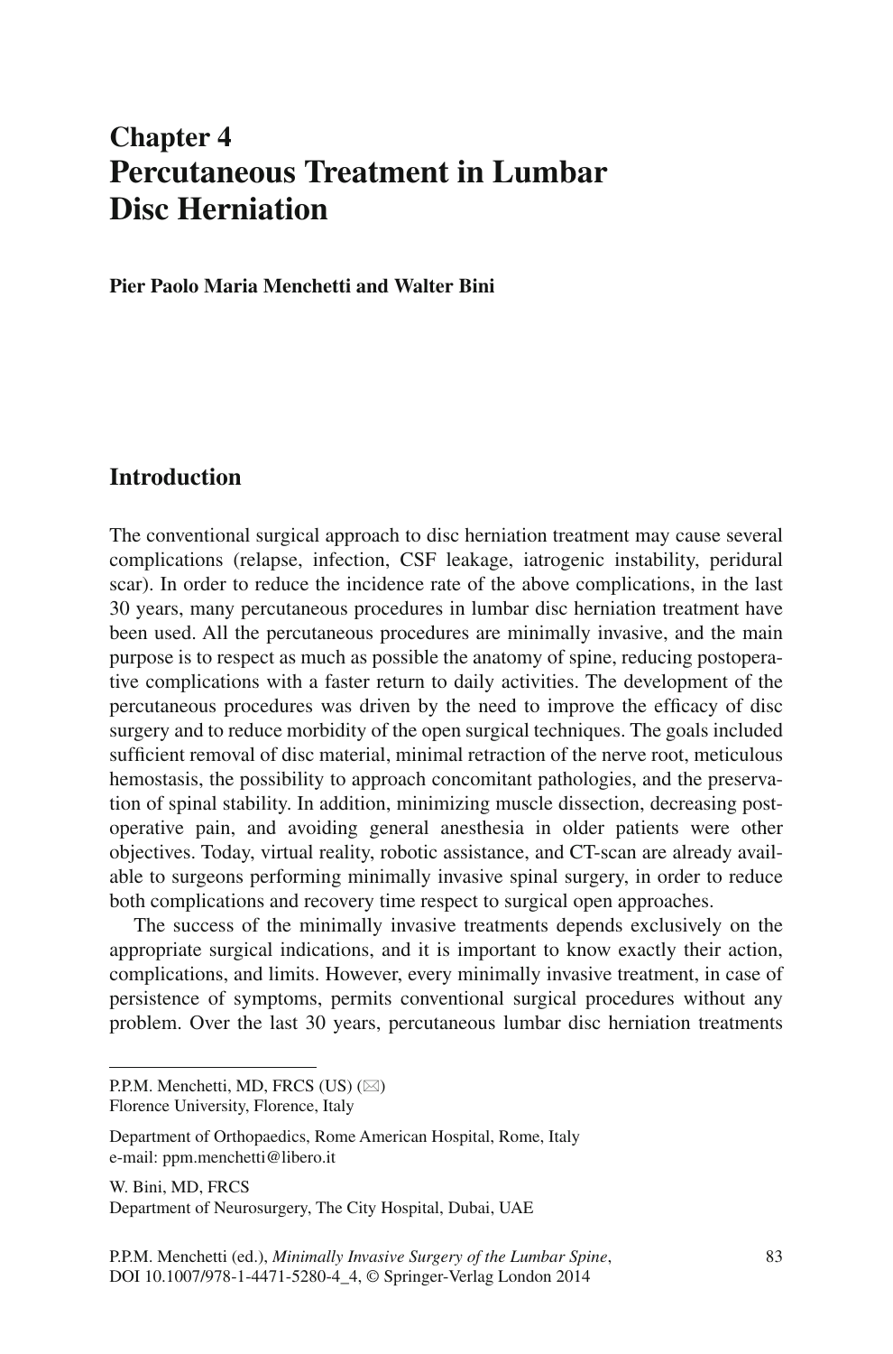# Chapter 4
# Percutaneous Treatment in Lumbar Disc Herniation

**Pier Paolo Maria Menchetti and Walter Bini**

## Introduction

The conventional surgical approach to disc herniation treatment may cause several complications (relapse, infection, CSF leakage, iatrogenic instability, peridural scar). In order to reduce the incidence rate of the above complications, in the last 30 years, many percutaneous procedures in lumbar disc herniation treatment have been used. All the percutaneous procedures are minimally invasive, and the main purpose is to respect as much as possible the anatomy of spine, reducing postoperative complications with a faster return to daily activities. The development of the percutaneous procedures was driven by the need to improve the efficacy of disc surgery and to reduce morbidity of the open surgical techniques. The goals included sufficient removal of disc material, minimal retraction of the nerve root, meticulous hemostasis, the possibility to approach concomitant pathologies, and the preservation of spinal stability. In addition, minimizing muscle dissection, decreasing postoperative pain, and avoiding general anesthesia in older patients were other objectives. Today, virtual reality, robotic assistance, and CT-scan are already available to surgeons performing minimally invasive spinal surgery, in order to reduce both complications and recovery time respect to surgical open approaches.

The success of the minimally invasive treatments depends exclusively on the appropriate surgical indications, and it is important to know exactly their action, complications, and limits. However, every minimally invasive treatment, in case of persistence of symptoms, permits conventional surgical procedures without any problem. Over the last 30 years, percutaneous lumbar disc herniation treatments

---

P.P.M. Menchetti, MD, FRCS (US) (✉)
Florence University, Florence, Italy

Department of Orthopaedics, Rome American Hospital, Rome, Italy
e-mail: ppm.menchetti@libero.it

W. Bini, MD, FRCS
Department of Neurosurgery, The City Hospital, Dubai, UAE

P.P.M. Menchetti (ed.), *Minimally Invasive Surgery of the Lumbar Spine*,
DOI 10.1007/978-1-4471-5280-4_4, © Springer-Verlag London 2014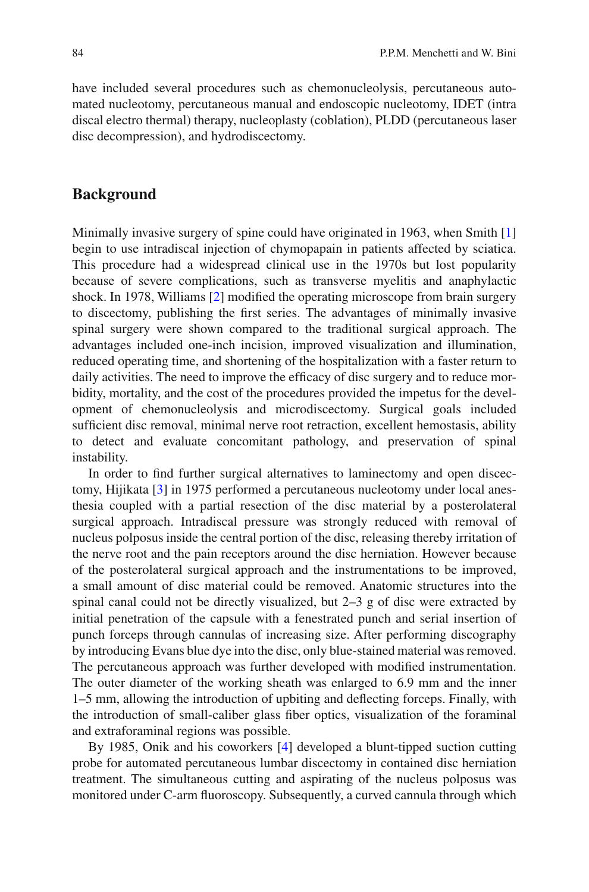have included several procedures such as chemonucleolysis, percutaneous automated nucleotomy, percutaneous manual and endoscopic nucleotomy, IDET (intra discal electro thermal) therapy, nucleoplasty (coblation), PLDD (percutaneous laser disc decompression), and hydrodiscectomy.

## Background

Minimally invasive surgery of spine could have originated in 1963, when Smith [1] begin to use intradiscal injection of chymopapain in patients affected by sciatica. This procedure had a widespread clinical use in the 1970s but lost popularity because of severe complications, such as transverse myelitis and anaphylactic shock. In 1978, Williams [2] modified the operating microscope from brain surgery to discectomy, publishing the first series. The advantages of minimally invasive spinal surgery were shown compared to the traditional surgical approach. The advantages included one-inch incision, improved visualization and illumination, reduced operating time, and shortening of the hospitalization with a faster return to daily activities. The need to improve the efficacy of disc surgery and to reduce morbidity, mortality, and the cost of the procedures provided the impetus for the development of chemonucleolysis and microdiscectomy. Surgical goals included sufficient disc removal, minimal nerve root retraction, excellent hemostasis, ability to detect and evaluate concomitant pathology, and preservation of spinal instability.

In order to find further surgical alternatives to laminectomy and open discectomy, Hijikata [3] in 1975 performed a percutaneous nucleotomy under local anesthesia coupled with a partial resection of the disc material by a posterolateral surgical approach. Intradiscal pressure was strongly reduced with removal of nucleus polposus inside the central portion of the disc, releasing thereby irritation of the nerve root and the pain receptors around the disc herniation. However because of the posterolateral surgical approach and the instrumentations to be improved, a small amount of disc material could be removed. Anatomic structures into the spinal canal could not be directly visualized, but 2–3 g of disc were extracted by initial penetration of the capsule with a fenestrated punch and serial insertion of punch forceps through cannulas of increasing size. After performing discography by introducing Evans blue dye into the disc, only blue-stained material was removed. The percutaneous approach was further developed with modified instrumentation. The outer diameter of the working sheath was enlarged to 6.9 mm and the inner 1–5 mm, allowing the introduction of upbiting and deflecting forceps. Finally, with the introduction of small-caliber glass fiber optics, visualization of the foraminal and extraforaminal regions was possible.

By 1985, Onik and his coworkers [4] developed a blunt-tipped suction cutting probe for automated percutaneous lumbar discectomy in contained disc herniation treatment. The simultaneous cutting and aspirating of the nucleus polposus was monitored under C-arm fluoroscopy. Subsequently, a curved cannula through which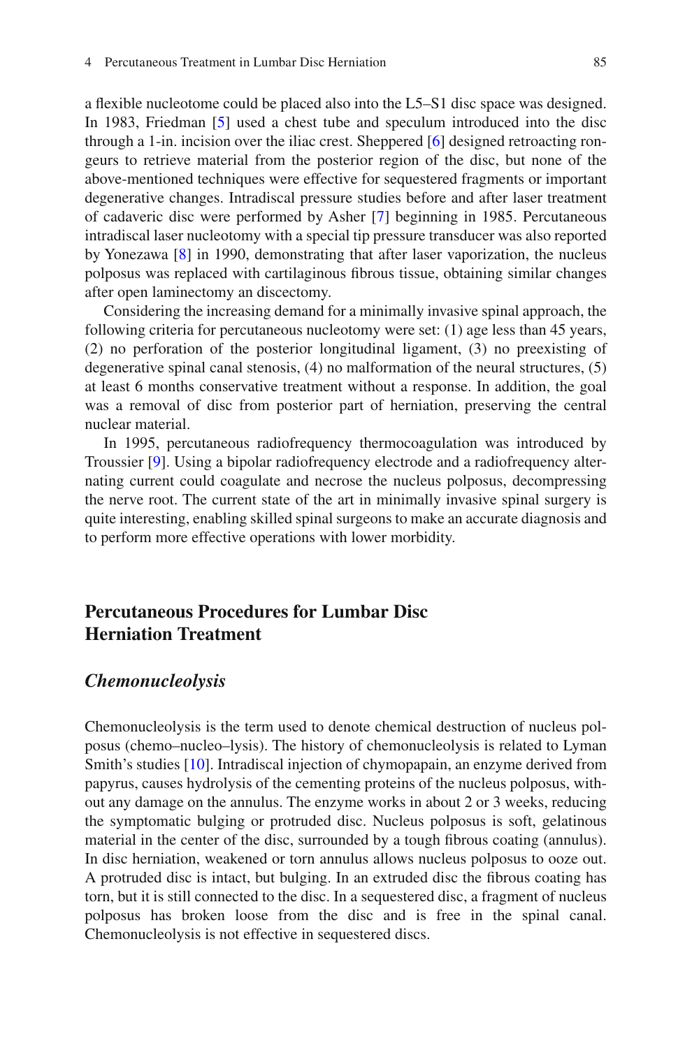a flexible nucleotome could be placed also into the L5–S1 disc space was designed. In 1983, Friedman [5] used a chest tube and speculum introduced into the disc through a 1-in. incision over the iliac crest. Sheppered [6] designed retroacting rongeurs to retrieve material from the posterior region of the disc, but none of the above-mentioned techniques were effective for sequestered fragments or important degenerative changes. Intradiscal pressure studies before and after laser treatment of cadaveric disc were performed by Asher [7] beginning in 1985. Percutaneous intradiscal laser nucleotomy with a special tip pressure transducer was also reported by Yonezawa [8] in 1990, demonstrating that after laser vaporization, the nucleus polposus was replaced with cartilaginous fibrous tissue, obtaining similar changes after open laminectomy an discectomy.

Considering the increasing demand for a minimally invasive spinal approach, the following criteria for percutaneous nucleotomy were set: (1) age less than 45 years, (2) no perforation of the posterior longitudinal ligament, (3) no preexisting of degenerative spinal canal stenosis, (4) no malformation of the neural structures, (5) at least 6 months conservative treatment without a response. In addition, the goal was a removal of disc from posterior part of herniation, preserving the central nuclear material.

In 1995, percutaneous radiofrequency thermocoagulation was introduced by Troussier [9]. Using a bipolar radiofrequency electrode and a radiofrequency alternating current could coagulate and necrose the nucleus polposus, decompressing the nerve root. The current state of the art in minimally invasive spinal surgery is quite interesting, enabling skilled spinal surgeons to make an accurate diagnosis and to perform more effective operations with lower morbidity.

## Percutaneous Procedures for Lumbar Disc Herniation Treatment

### *Chemonucleolysis*

Chemonucleolysis is the term used to denote chemical destruction of nucleus polposus (chemo–nucleo–lysis). The history of chemonucleolysis is related to Lyman Smith's studies [10]. Intradiscal injection of chymopapain, an enzyme derived from papyrus, causes hydrolysis of the cementing proteins of the nucleus polposus, without any damage on the annulus. The enzyme works in about 2 or 3 weeks, reducing the symptomatic bulging or protruded disc. Nucleus polposus is soft, gelatinous material in the center of the disc, surrounded by a tough fibrous coating (annulus). In disc herniation, weakened or torn annulus allows nucleus polposus to ooze out. A protruded disc is intact, but bulging. In an extruded disc the fibrous coating has torn, but it is still connected to the disc. In a sequestered disc, a fragment of nucleus polposus has broken loose from the disc and is free in the spinal canal. Chemonucleolysis is not effective in sequestered discs.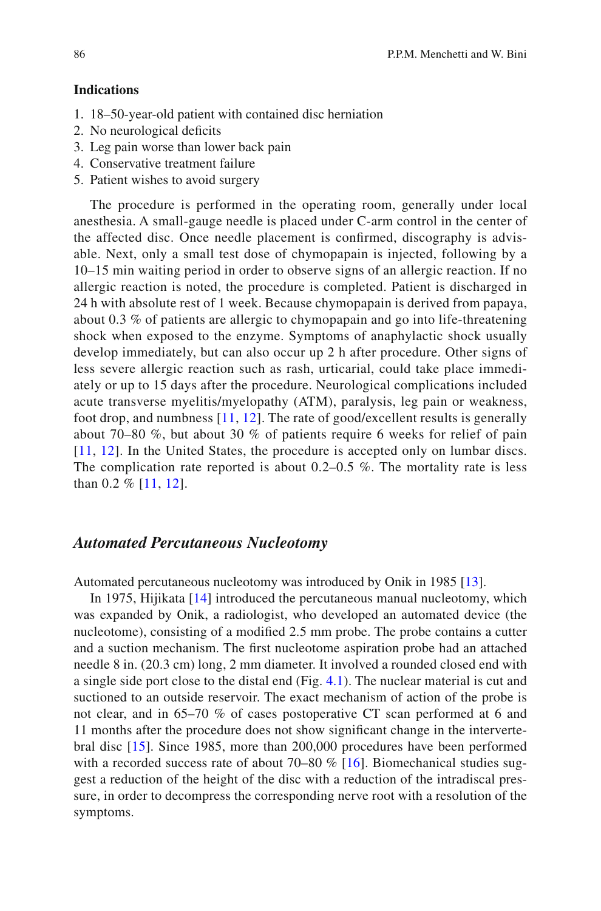**Indications**

1. 18–50-year-old patient with contained disc herniation
2. No neurological deficits
3. Leg pain worse than lower back pain
4. Conservative treatment failure
5. Patient wishes to avoid surgery

The procedure is performed in the operating room, generally under local anesthesia. A small-gauge needle is placed under C-arm control in the center of the affected disc. Once needle placement is confirmed, discography is advisable. Next, only a small test dose of chymopapain is injected, following by a 10–15 min waiting period in order to observe signs of an allergic reaction. If no allergic reaction is noted, the procedure is completed. Patient is discharged in 24 h with absolute rest of 1 week. Because chymopapain is derived from papaya, about 0.3 % of patients are allergic to chymopapain and go into life-threatening shock when exposed to the enzyme. Symptoms of anaphylactic shock usually develop immediately, but can also occur up 2 h after procedure. Other signs of less severe allergic reaction such as rash, urticarial, could take place immediately or up to 15 days after the procedure. Neurological complications included acute transverse myelitis/myelopathy (ATM), paralysis, leg pain or weakness, foot drop, and numbness [11, 12]. The rate of good/excellent results is generally about 70–80 %, but about 30 % of patients require 6 weeks for relief of pain [11, 12]. In the United States, the procedure is accepted only on lumbar discs. The complication rate reported is about 0.2–0.5 %. The mortality rate is less than 0.2 % [11, 12].

## *Automated Percutaneous Nucleotomy*

Automated percutaneous nucleotomy was introduced by Onik in 1985 [13].

In 1975, Hijikata [14] introduced the percutaneous manual nucleotomy, which was expanded by Onik, a radiologist, who developed an automated device (the nucleotome), consisting of a modified 2.5 mm probe. The probe contains a cutter and a suction mechanism. The first nucleotome aspiration probe had an attached needle 8 in. (20.3 cm) long, 2 mm diameter. It involved a rounded closed end with a single side port close to the distal end (Fig. 4.1). The nuclear material is cut and suctioned to an outside reservoir. The exact mechanism of action of the probe is not clear, and in 65–70 % of cases postoperative CT scan performed at 6 and 11 months after the procedure does not show significant change in the intervertebral disc [15]. Since 1985, more than 200,000 procedures have been performed with a recorded success rate of about 70–80 % [16]. Biomechanical studies suggest a reduction of the height of the disc with a reduction of the intradiscal pressure, in order to decompress the corresponding nerve root with a resolution of the symptoms.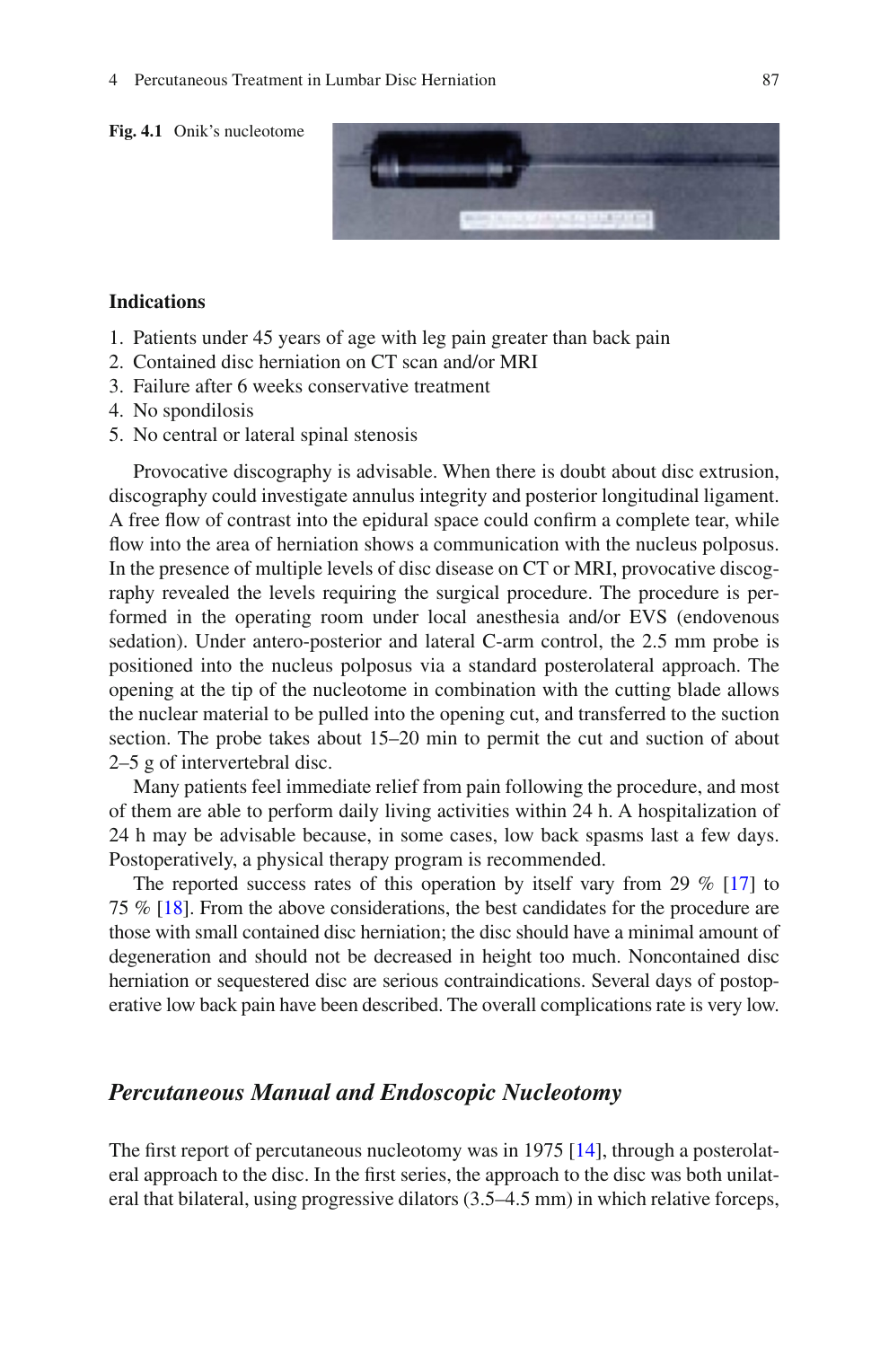**Fig. 4.1** Onik's nucleotome

**Indications**

1. Patients under 45 years of age with leg pain greater than back pain
2. Contained disc herniation on CT scan and/or MRI
3. Failure after 6 weeks conservative treatment
4. No spondilosis
5. No central or lateral spinal stenosis

Provocative discography is advisable. When there is doubt about disc extrusion, discography could investigate annulus integrity and posterior longitudinal ligament. A free flow of contrast into the epidural space could confirm a complete tear, while flow into the area of herniation shows a communication with the nucleus polposus. In the presence of multiple levels of disc disease on CT or MRI, provocative discography revealed the levels requiring the surgical procedure. The procedure is performed in the operating room under local anesthesia and/or EVS (endovenous sedation). Under antero-posterior and lateral C-arm control, the 2.5 mm probe is positioned into the nucleus polposus via a standard posterolateral approach. The opening at the tip of the nucleotome in combination with the cutting blade allows the nuclear material to be pulled into the opening cut, and transferred to the suction section. The probe takes about 15–20 min to permit the cut and suction of about 2–5 g of intervertebral disc.

Many patients feel immediate relief from pain following the procedure, and most of them are able to perform daily living activities within 24 h. A hospitalization of 24 h may be advisable because, in some cases, low back spasms last a few days. Postoperatively, a physical therapy program is recommended.

The reported success rates of this operation by itself vary from 29 % [17] to 75 % [18]. From the above considerations, the best candidates for the procedure are those with small contained disc herniation; the disc should have a minimal amount of degeneration and should not be decreased in height too much. Noncontained disc herniation or sequestered disc are serious contraindications. Several days of postoperative low back pain have been described. The overall complications rate is very low.

### *Percutaneous Manual and Endoscopic Nucleotomy*

The first report of percutaneous nucleotomy was in 1975 [14], through a posterolateral approach to the disc. In the first series, the approach to the disc was both unilateral that bilateral, using progressive dilators (3.5–4.5 mm) in which relative forceps,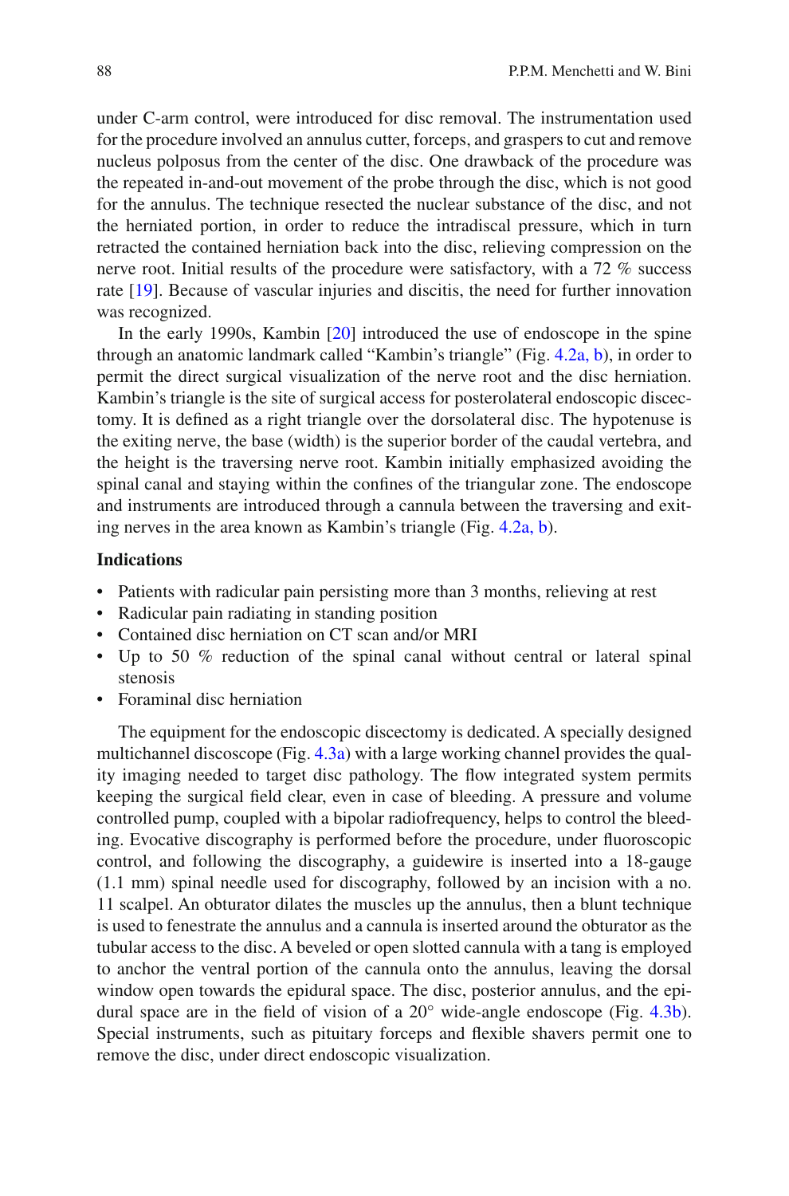under C-arm control, were introduced for disc removal. The instrumentation used for the procedure involved an annulus cutter, forceps, and graspers to cut and remove nucleus polposus from the center of the disc. One drawback of the procedure was the repeated in-and-out movement of the probe through the disc, which is not good for the annulus. The technique resected the nuclear substance of the disc, and not the herniated portion, in order to reduce the intradiscal pressure, which in turn retracted the contained herniation back into the disc, relieving compression on the nerve root. Initial results of the procedure were satisfactory, with a 72 % success rate [19]. Because of vascular injuries and discitis, the need for further innovation was recognized.

In the early 1990s, Kambin [20] introduced the use of endoscope in the spine through an anatomic landmark called "Kambin's triangle" (Fig. 4.2a, b), in order to permit the direct surgical visualization of the nerve root and the disc herniation. Kambin's triangle is the site of surgical access for posterolateral endoscopic discectomy. It is defined as a right triangle over the dorsolateral disc. The hypotenuse is the exiting nerve, the base (width) is the superior border of the caudal vertebra, and the height is the traversing nerve root. Kambin initially emphasized avoiding the spinal canal and staying within the confines of the triangular zone. The endoscope and instruments are introduced through a cannula between the traversing and exiting nerves in the area known as Kambin's triangle (Fig. 4.2a, b).

**Indications**

- Patients with radicular pain persisting more than 3 months, relieving at rest
- Radicular pain radiating in standing position
- Contained disc herniation on CT scan and/or MRI
- Up to 50 % reduction of the spinal canal without central or lateral spinal stenosis
- Foraminal disc herniation

The equipment for the endoscopic discectomy is dedicated. A specially designed multichannel discoscope (Fig. 4.3a) with a large working channel provides the quality imaging needed to target disc pathology. The flow integrated system permits keeping the surgical field clear, even in case of bleeding. A pressure and volume controlled pump, coupled with a bipolar radiofrequency, helps to control the bleeding. Evocative discography is performed before the procedure, under fluoroscopic control, and following the discography, a guidewire is inserted into a 18-gauge (1.1 mm) spinal needle used for discography, followed by an incision with a no. 11 scalpel. An obturator dilates the muscles up the annulus, then a blunt technique is used to fenestrate the annulus and a cannula is inserted around the obturator as the tubular access to the disc. A beveled or open slotted cannula with a tang is employed to anchor the ventral portion of the cannula onto the annulus, leaving the dorsal window open towards the epidural space. The disc, posterior annulus, and the epidural space are in the field of vision of a 20° wide-angle endoscope (Fig. 4.3b). Special instruments, such as pituitary forceps and flexible shavers permit one to remove the disc, under direct endoscopic visualization.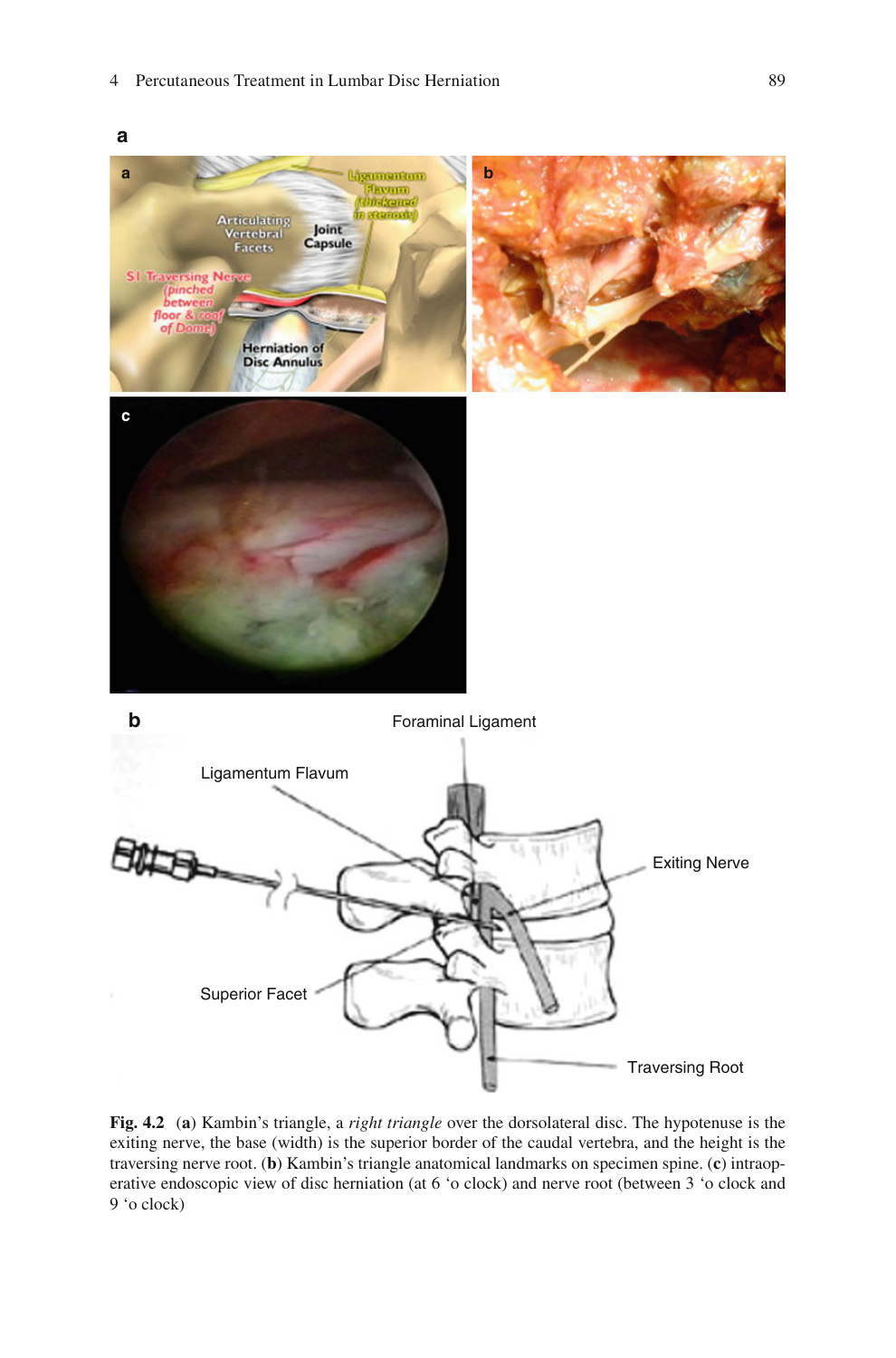**Fig. 4.2** (**a**) Kambin's triangle, a *right triangle* over the dorsolateral disc. The hypotenuse is the exiting nerve, the base (width) is the superior border of the caudal vertebra, and the height is the traversing nerve root. (**b**) Kambin's triangle anatomical landmarks on specimen spine. (**c**) intraoperative endoscopic view of disc herniation (at 6 'o clock) and nerve root (between 3 'o clock and 9 'o clock)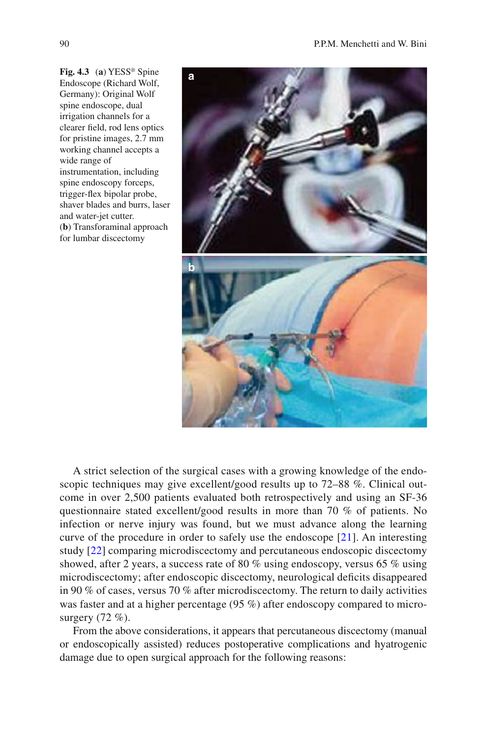**Fig. 4.3** (**a**) YESS® Spine Endoscope (Richard Wolf, Germany): Original Wolf spine endoscope, dual irrigation channels for a clearer field, rod lens optics for pristine images, 2.7 mm working channel accepts a wide range of instrumentation, including spine endoscopy forceps, trigger-flex bipolar probe, shaver blades and burrs, laser and water-jet cutter. (**b**) Transforaminal approach for lumbar discectomy

A strict selection of the surgical cases with a growing knowledge of the endoscopic techniques may give excellent/good results up to 72–88 %. Clinical outcome in over 2,500 patients evaluated both retrospectively and using an SF-36 questionnaire stated excellent/good results in more than 70 % of patients. No infection or nerve injury was found, but we must advance along the learning curve of the procedure in order to safely use the endoscope [21]. An interesting study [22] comparing microdiscectomy and percutaneous endoscopic discectomy showed, after 2 years, a success rate of 80 % using endoscopy, versus 65 % using microdiscectomy; after endoscopic discectomy, neurological deficits disappeared in 90 % of cases, versus 70 % after microdiscectomy. The return to daily activities was faster and at a higher percentage (95 %) after endoscopy compared to microsurgery (72 %).

From the above considerations, it appears that percutaneous discectomy (manual or endoscopically assisted) reduces postoperative complications and hyatrogenic damage due to open surgical approach for the following reasons: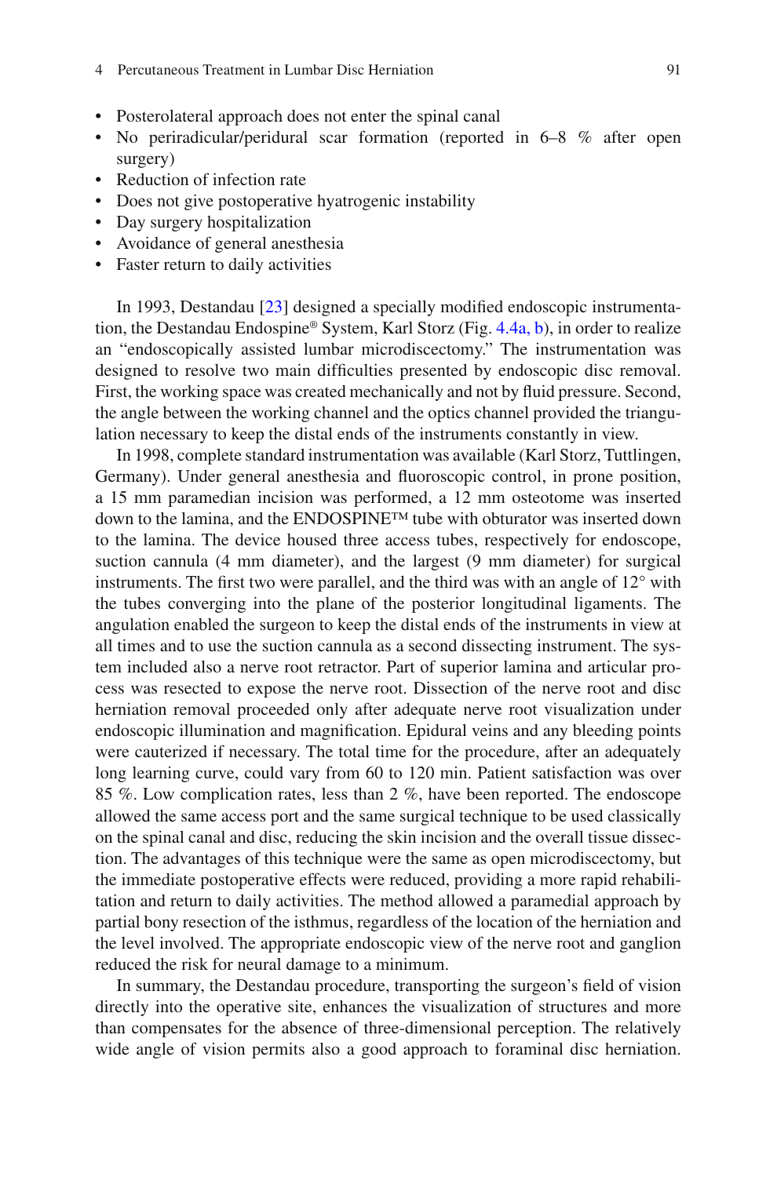- Posterolateral approach does not enter the spinal canal
- No periradicular/peridural scar formation (reported in 6–8 % after open surgery)
- Reduction of infection rate
- Does not give postoperative hyatrogenic instability
- Day surgery hospitalization
- Avoidance of general anesthesia
- Faster return to daily activities

In 1993, Destandau [23] designed a specially modified endoscopic instrumentation, the Destandau Endospine® System, Karl Storz (Fig. 4.4a, b), in order to realize an "endoscopically assisted lumbar microdiscectomy." The instrumentation was designed to resolve two main difficulties presented by endoscopic disc removal. First, the working space was created mechanically and not by fluid pressure. Second, the angle between the working channel and the optics channel provided the triangulation necessary to keep the distal ends of the instruments constantly in view.

In 1998, complete standard instrumentation was available (Karl Storz, Tuttlingen, Germany). Under general anesthesia and fluoroscopic control, in prone position, a 15 mm paramedian incision was performed, a 12 mm osteotome was inserted down to the lamina, and the ENDOSPINE™ tube with obturator was inserted down to the lamina. The device housed three access tubes, respectively for endoscope, suction cannula (4 mm diameter), and the largest (9 mm diameter) for surgical instruments. The first two were parallel, and the third was with an angle of 12° with the tubes converging into the plane of the posterior longitudinal ligaments. The angulation enabled the surgeon to keep the distal ends of the instruments in view at all times and to use the suction cannula as a second dissecting instrument. The system included also a nerve root retractor. Part of superior lamina and articular process was resected to expose the nerve root. Dissection of the nerve root and disc herniation removal proceeded only after adequate nerve root visualization under endoscopic illumination and magnification. Epidural veins and any bleeding points were cauterized if necessary. The total time for the procedure, after an adequately long learning curve, could vary from 60 to 120 min. Patient satisfaction was over 85 %. Low complication rates, less than 2 %, have been reported. The endoscope allowed the same access port and the same surgical technique to be used classically on the spinal canal and disc, reducing the skin incision and the overall tissue dissection. The advantages of this technique were the same as open microdiscectomy, but the immediate postoperative effects were reduced, providing a more rapid rehabilitation and return to daily activities. The method allowed a paramedial approach by partial bony resection of the isthmus, regardless of the location of the herniation and the level involved. The appropriate endoscopic view of the nerve root and ganglion reduced the risk for neural damage to a minimum.

In summary, the Destandau procedure, transporting the surgeon's field of vision directly into the operative site, enhances the visualization of structures and more than compensates for the absence of three-dimensional perception. The relatively wide angle of vision permits also a good approach to foraminal disc herniation.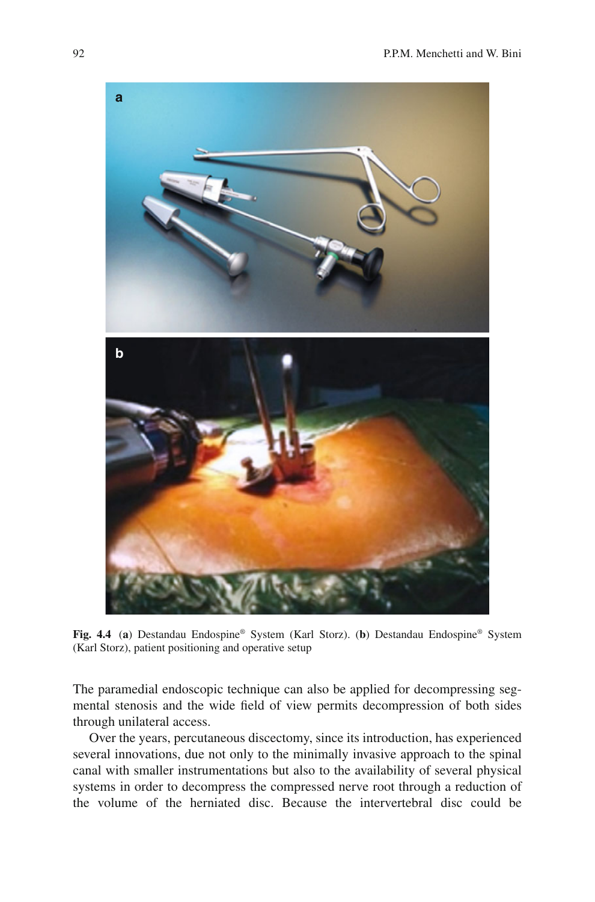**Fig. 4.4** (**a**) Destandau Endospine® System (Karl Storz). (**b**) Destandau Endospine® System (Karl Storz), patient positioning and operative setup

The paramedial endoscopic technique can also be applied for decompressing segmental stenosis and the wide field of view permits decompression of both sides through unilateral access.

Over the years, percutaneous discectomy, since its introduction, has experienced several innovations, due not only to the minimally invasive approach to the spinal canal with smaller instrumentations but also to the availability of several physical systems in order to decompress the compressed nerve root through a reduction of the volume of the herniated disc. Because the intervertebral disc could be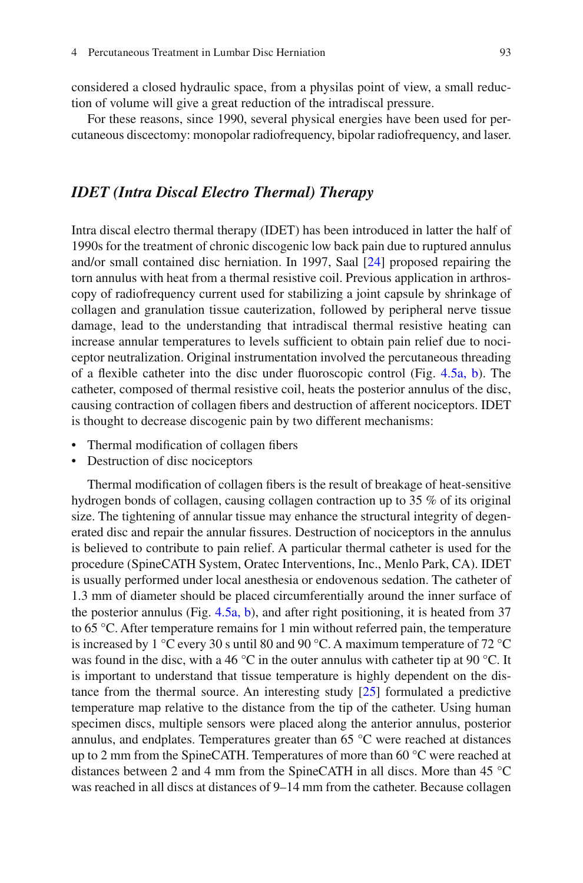considered a closed hydraulic space, from a physilas point of view, a small reduction of volume will give a great reduction of the intradiscal pressure.

For these reasons, since 1990, several physical energies have been used for percutaneous discectomy: monopolar radiofrequency, bipolar radiofrequency, and laser.

## *IDET (Intra Discal Electro Thermal) Therapy*

Intra discal electro thermal therapy (IDET) has been introduced in latter the half of 1990s for the treatment of chronic discogenic low back pain due to ruptured annulus and/or small contained disc herniation. In 1997, Saal [24] proposed repairing the torn annulus with heat from a thermal resistive coil. Previous application in arthroscopy of radiofrequency current used for stabilizing a joint capsule by shrinkage of collagen and granulation tissue cauterization, followed by peripheral nerve tissue damage, lead to the understanding that intradiscal thermal resistive heating can increase annular temperatures to levels sufficient to obtain pain relief due to nociceptor neutralization. Original instrumentation involved the percutaneous threading of a flexible catheter into the disc under fluoroscopic control (Fig. 4.5a, b). The catheter, composed of thermal resistive coil, heats the posterior annulus of the disc, causing contraction of collagen fibers and destruction of afferent nociceptors. IDET is thought to decrease discogenic pain by two different mechanisms:

- Thermal modification of collagen fibers
- Destruction of disc nociceptors

Thermal modification of collagen fibers is the result of breakage of heat-sensitive hydrogen bonds of collagen, causing collagen contraction up to 35 % of its original size. The tightening of annular tissue may enhance the structural integrity of degenerated disc and repair the annular fissures. Destruction of nociceptors in the annulus is believed to contribute to pain relief. A particular thermal catheter is used for the procedure (SpineCATH System, Oratec Interventions, Inc., Menlo Park, CA). IDET is usually performed under local anesthesia or endovenous sedation. The catheter of 1.3 mm of diameter should be placed circumferentially around the inner surface of the posterior annulus (Fig. 4.5a, b), and after right positioning, it is heated from 37 to 65 °C. After temperature remains for 1 min without referred pain, the temperature is increased by 1 °C every 30 s until 80 and 90 °C. A maximum temperature of 72 °C was found in the disc, with a 46 °C in the outer annulus with catheter tip at 90 °C. It is important to understand that tissue temperature is highly dependent on the distance from the thermal source. An interesting study [25] formulated a predictive temperature map relative to the distance from the tip of the catheter. Using human specimen discs, multiple sensors were placed along the anterior annulus, posterior annulus, and endplates. Temperatures greater than 65 °C were reached at distances up to 2 mm from the SpineCATH. Temperatures of more than 60 °C were reached at distances between 2 and 4 mm from the SpineCATH in all discs. More than 45 °C was reached in all discs at distances of 9–14 mm from the catheter. Because collagen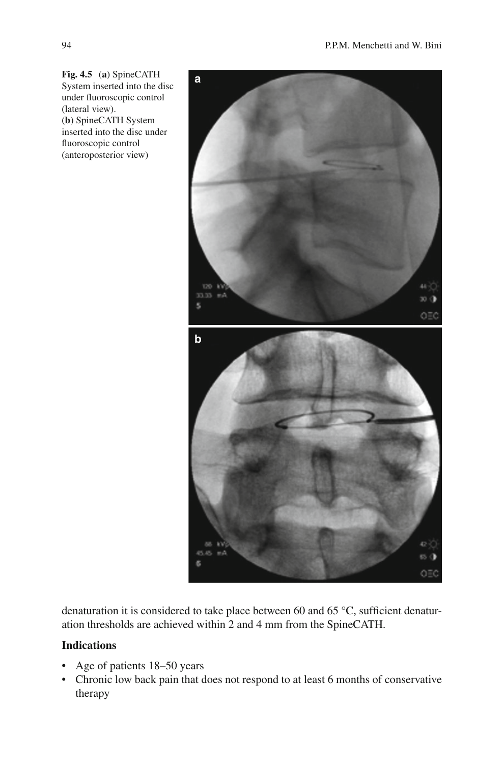**Fig. 4.5** (**a**) SpineCATH System inserted into the disc under fluoroscopic control (lateral view). (**b**) SpineCATH System inserted into the disc under fluoroscopic control (anteroposterior view)

denaturation it is considered to take place between 60 and 65 °C, sufficient denaturation thresholds are achieved within 2 and 4 mm from the SpineCATH.

### Indications

- Age of patients 18–50 years
- Chronic low back pain that does not respond to at least 6 months of conservative therapy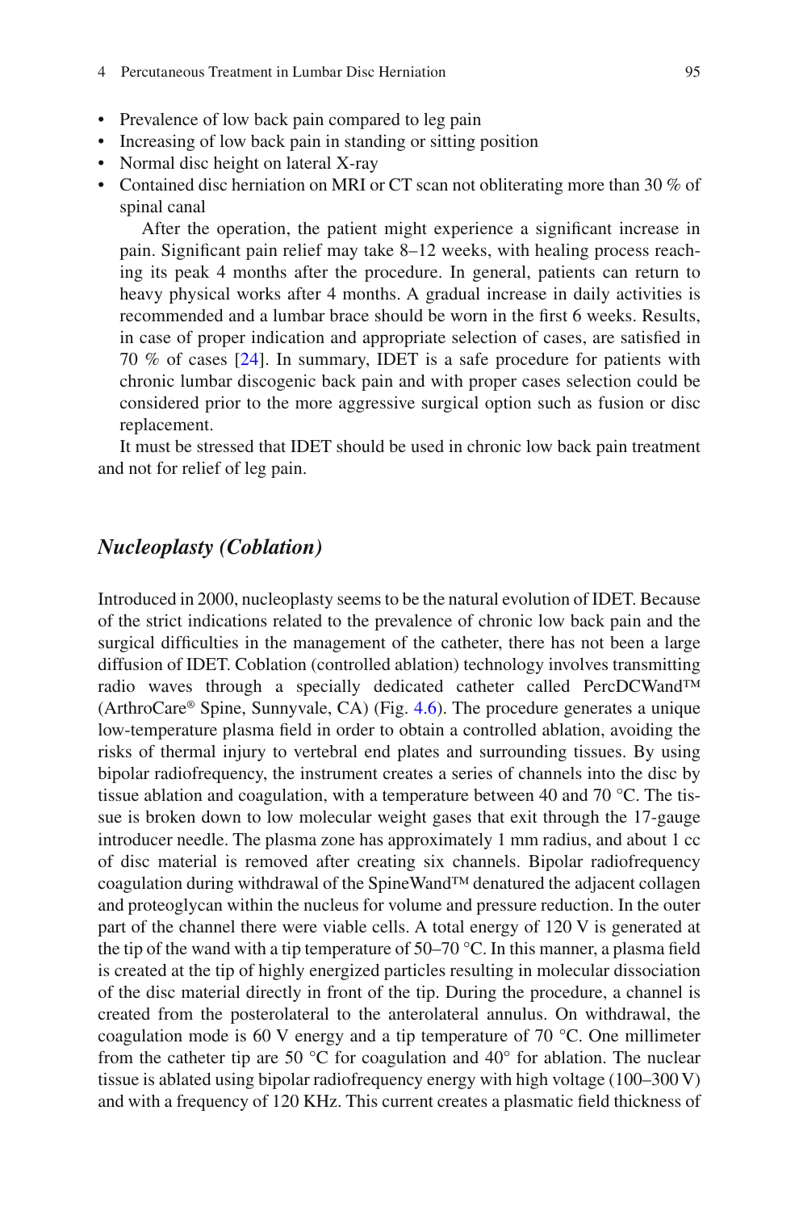- Prevalence of low back pain compared to leg pain
- Increasing of low back pain in standing or sitting position
- Normal disc height on lateral X-ray
- Contained disc herniation on MRI or CT scan not obliterating more than 30 % of spinal canal

  After the operation, the patient might experience a significant increase in pain. Significant pain relief may take 8–12 weeks, with healing process reaching its peak 4 months after the procedure. In general, patients can return to heavy physical works after 4 months. A gradual increase in daily activities is recommended and a lumbar brace should be worn in the first 6 weeks. Results, in case of proper indication and appropriate selection of cases, are satisfied in 70 % of cases [24]. In summary, IDET is a safe procedure for patients with chronic lumbar discogenic back pain and with proper cases selection could be considered prior to the more aggressive surgical option such as fusion or disc replacement.

It must be stressed that IDET should be used in chronic low back pain treatment and not for relief of leg pain.

## *Nucleoplasty (Coblation)*

Introduced in 2000, nucleoplasty seems to be the natural evolution of IDET. Because of the strict indications related to the prevalence of chronic low back pain and the surgical difficulties in the management of the catheter, there has not been a large diffusion of IDET. Coblation (controlled ablation) technology involves transmitting radio waves through a specially dedicated catheter called PercDCWand™ (ArthroCare® Spine, Sunnyvale, CA) (Fig. 4.6). The procedure generates a unique low-temperature plasma field in order to obtain a controlled ablation, avoiding the risks of thermal injury to vertebral end plates and surrounding tissues. By using bipolar radiofrequency, the instrument creates a series of channels into the disc by tissue ablation and coagulation, with a temperature between 40 and 70 °C. The tissue is broken down to low molecular weight gases that exit through the 17-gauge introducer needle. The plasma zone has approximately 1 mm radius, and about 1 cc of disc material is removed after creating six channels. Bipolar radiofrequency coagulation during withdrawal of the SpineWand™ denatured the adjacent collagen and proteoglycan within the nucleus for volume and pressure reduction. In the outer part of the channel there were viable cells. A total energy of 120 V is generated at the tip of the wand with a tip temperature of 50–70 °C. In this manner, a plasma field is created at the tip of highly energized particles resulting in molecular dissociation of the disc material directly in front of the tip. During the procedure, a channel is created from the posterolateral to the anterolateral annulus. On withdrawal, the coagulation mode is 60 V energy and a tip temperature of 70 °C. One millimeter from the catheter tip are 50 °C for coagulation and 40° for ablation. The nuclear tissue is ablated using bipolar radiofrequency energy with high voltage (100–300 V) and with a frequency of 120 KHz. This current creates a plasmatic field thickness of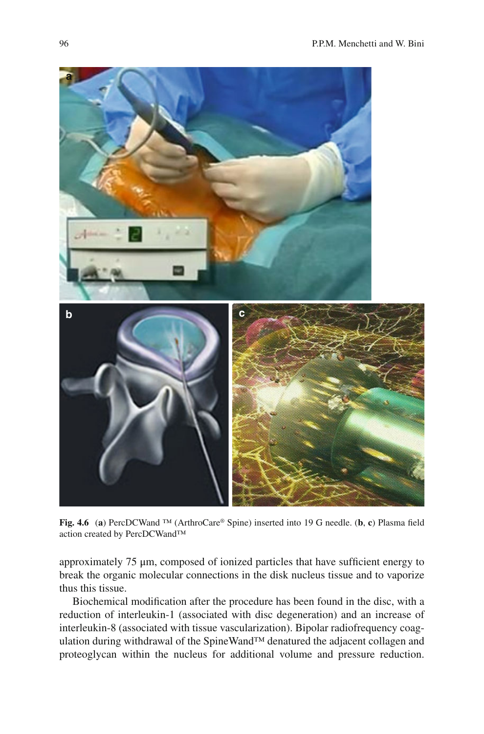**Fig. 4.6** (**a**) PercDCWand ™ (ArthroCare® Spine) inserted into 19 G needle. (**b**, **c**) Plasma field action created by PercDCWand™

approximately 75 μm, composed of ionized particles that have sufficient energy to break the organic molecular connections in the disk nucleus tissue and to vaporize thus this tissue.

Biochemical modification after the procedure has been found in the disc, with a reduction of interleukin-1 (associated with disc degeneration) and an increase of interleukin-8 (associated with tissue vascularization). Bipolar radiofrequency coagulation during withdrawal of the SpineWand™ denatured the adjacent collagen and proteoglycan within the nucleus for additional volume and pressure reduction.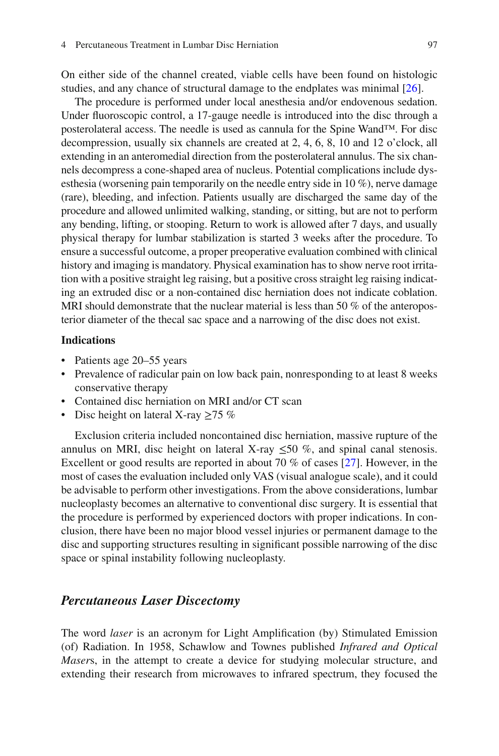On either side of the channel created, viable cells have been found on histologic studies, and any chance of structural damage to the endplates was minimal [26].

The procedure is performed under local anesthesia and/or endovenous sedation. Under fluoroscopic control, a 17-gauge needle is introduced into the disc through a posterolateral access. The needle is used as cannula for the Spine Wand™. For disc decompression, usually six channels are created at 2, 4, 6, 8, 10 and 12 o'clock, all extending in an anteromedial direction from the posterolateral annulus. The six channels decompress a cone-shaped area of nucleus. Potential complications include dysesthesia (worsening pain temporarily on the needle entry side in 10 %), nerve damage (rare), bleeding, and infection. Patients usually are discharged the same day of the procedure and allowed unlimited walking, standing, or sitting, but are not to perform any bending, lifting, or stooping. Return to work is allowed after 7 days, and usually physical therapy for lumbar stabilization is started 3 weeks after the procedure. To ensure a successful outcome, a proper preoperative evaluation combined with clinical history and imaging is mandatory. Physical examination has to show nerve root irritation with a positive straight leg raising, but a positive cross straight leg raising indicating an extruded disc or a non-contained disc herniation does not indicate coblation. MRI should demonstrate that the nuclear material is less than 50 % of the anteroposterior diameter of the thecal sac space and a narrowing of the disc does not exist.

**Indications**

- Patients age 20–55 years
- Prevalence of radicular pain on low back pain, nonresponding to at least 8 weeks conservative therapy
- Contained disc herniation on MRI and/or CT scan
- Disc height on lateral X-ray ≥75 %

Exclusion criteria included noncontained disc herniation, massive rupture of the annulus on MRI, disc height on lateral X-ray ≤50 %, and spinal canal stenosis. Excellent or good results are reported in about 70 % of cases [27]. However, in the most of cases the evaluation included only VAS (visual analogue scale), and it could be advisable to perform other investigations. From the above considerations, lumbar nucleoplasty becomes an alternative to conventional disc surgery. It is essential that the procedure is performed by experienced doctors with proper indications. In conclusion, there have been no major blood vessel injuries or permanent damage to the disc and supporting structures resulting in significant possible narrowing of the disc space or spinal instability following nucleoplasty.

### *Percutaneous Laser Discectomy*

The word *laser* is an acronym for Light Amplification (by) Stimulated Emission (of) Radiation. In 1958, Schawlow and Townes published *Infrared and Optical Masers*, in the attempt to create a device for studying molecular structure, and extending their research from microwaves to infrared spectrum, they focused the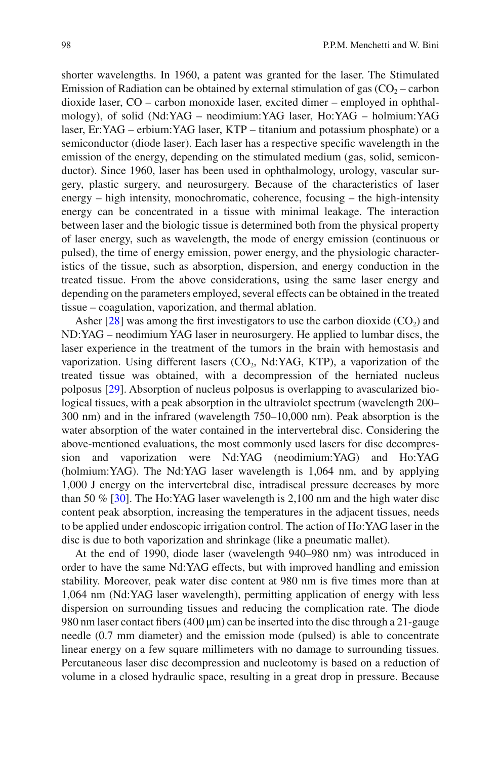shorter wavelengths. In 1960, a patent was granted for the laser. The Stimulated Emission of Radiation can be obtained by external stimulation of gas ($CO_2$ – carbon dioxide laser, CO – carbon monoxide laser, excited dimer – employed in ophthalmology), of solid (Nd:YAG – neodimium:YAG laser, Ho:YAG – holmium:YAG laser, Er:YAG – erbium:YAG laser, KTP – titanium and potassium phosphate) or a semiconductor (diode laser). Each laser has a respective specific wavelength in the emission of the energy, depending on the stimulated medium (gas, solid, semiconductor). Since 1960, laser has been used in ophthalmology, urology, vascular surgery, plastic surgery, and neurosurgery. Because of the characteristics of laser energy – high intensity, monochromatic, coherence, focusing – the high-intensity energy can be concentrated in a tissue with minimal leakage. The interaction between laser and the biologic tissue is determined both from the physical property of laser energy, such as wavelength, the mode of energy emission (continuous or pulsed), the time of energy emission, power energy, and the physiologic characteristics of the tissue, such as absorption, dispersion, and energy conduction in the treated tissue. From the above considerations, using the same laser energy and depending on the parameters employed, several effects can be obtained in the treated tissue – coagulation, vaporization, and thermal ablation.

Asher [28] was among the first investigators to use the carbon dioxide ($CO_2$) and ND:YAG – neodimium YAG laser in neurosurgery. He applied to lumbar discs, the laser experience in the treatment of the tumors in the brain with hemostasis and vaporization. Using different lasers ($CO_2$, Nd:YAG, KTP), a vaporization of the treated tissue was obtained, with a decompression of the herniated nucleus polposus [29]. Absorption of nucleus polposus is overlapping to avascularized biological tissues, with a peak absorption in the ultraviolet spectrum (wavelength 200–300 nm) and in the infrared (wavelength 750–10,000 nm). Peak absorption is the water absorption of the water contained in the intervertebral disc. Considering the above-mentioned evaluations, the most commonly used lasers for disc decompression and vaporization were Nd:YAG (neodimium:YAG) and Ho:YAG (holmium:YAG). The Nd:YAG laser wavelength is 1,064 nm, and by applying 1,000 J energy on the intervertebral disc, intradiscal pressure decreases by more than 50 % [30]. The Ho:YAG laser wavelength is 2,100 nm and the high water disc content peak absorption, increasing the temperatures in the adjacent tissues, needs to be applied under endoscopic irrigation control. The action of Ho:YAG laser in the disc is due to both vaporization and shrinkage (like a pneumatic mallet).

At the end of 1990, diode laser (wavelength 940–980 nm) was introduced in order to have the same Nd:YAG effects, but with improved handling and emission stability. Moreover, peak water disc content at 980 nm is five times more than at 1,064 nm (Nd:YAG laser wavelength), permitting application of energy with less dispersion on surrounding tissues and reducing the complication rate. The diode 980 nm laser contact fibers (400 μm) can be inserted into the disc through a 21-gauge needle (0.7 mm diameter) and the emission mode (pulsed) is able to concentrate linear energy on a few square millimeters with no damage to surrounding tissues. Percutaneous laser disc decompression and nucleotomy is based on a reduction of volume in a closed hydraulic space, resulting in a great drop in pressure. Because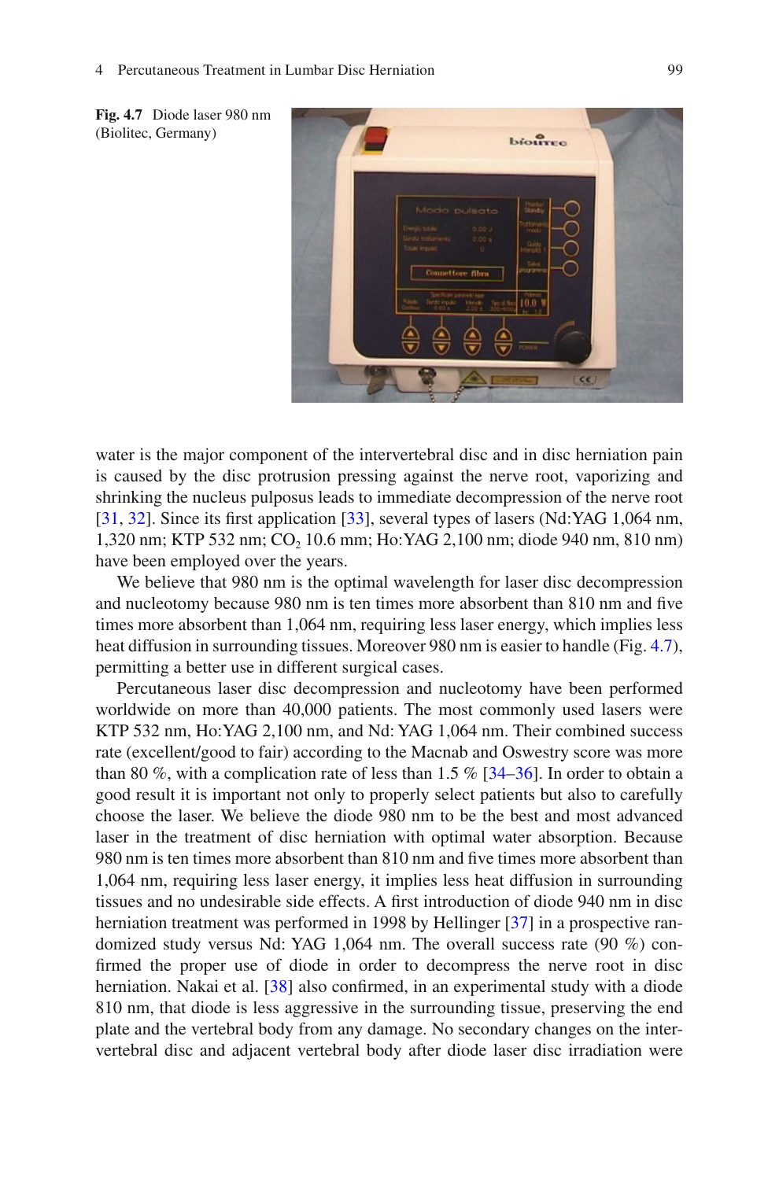Fig. 4.7 Diode laser 980 nm (Biolitec, Germany)

water is the major component of the intervertebral disc and in disc herniation pain is caused by the disc protrusion pressing against the nerve root, vaporizing and shrinking the nucleus pulposus leads to immediate decompression of the nerve root [31, 32]. Since its first application [33], several types of lasers (Nd:YAG 1,064 nm, 1,320 nm; KTP 532 nm; $CO_2$ 10.6 mm; Ho:YAG 2,100 nm; diode 940 nm, 810 nm) have been employed over the years.

We believe that 980 nm is the optimal wavelength for laser disc decompression and nucleotomy because 980 nm is ten times more absorbent than 810 nm and five times more absorbent than 1,064 nm, requiring less laser energy, which implies less heat diffusion in surrounding tissues. Moreover 980 nm is easier to handle (Fig. 4.7), permitting a better use in different surgical cases.

Percutaneous laser disc decompression and nucleotomy have been performed worldwide on more than 40,000 patients. The most commonly used lasers were KTP 532 nm, Ho:YAG 2,100 nm, and Nd: YAG 1,064 nm. Their combined success rate (excellent/good to fair) according to the Macnab and Oswestry score was more than 80 %, with a complication rate of less than 1.5 % [34–36]. In order to obtain a good result it is important not only to properly select patients but also to carefully choose the laser. We believe the diode 980 nm to be the best and most advanced laser in the treatment of disc herniation with optimal water absorption. Because 980 nm is ten times more absorbent than 810 nm and five times more absorbent than 1,064 nm, requiring less laser energy, it implies less heat diffusion in surrounding tissues and no undesirable side effects. A first introduction of diode 940 nm in disc herniation treatment was performed in 1998 by Hellinger [37] in a prospective randomized study versus Nd: YAG 1,064 nm. The overall success rate (90 %) confirmed the proper use of diode in order to decompress the nerve root in disc herniation. Nakai et al. [38] also confirmed, in an experimental study with a diode 810 nm, that diode is less aggressive in the surrounding tissue, preserving the end plate and the vertebral body from any damage. No secondary changes on the intervertebral disc and adjacent vertebral body after diode laser disc irradiation were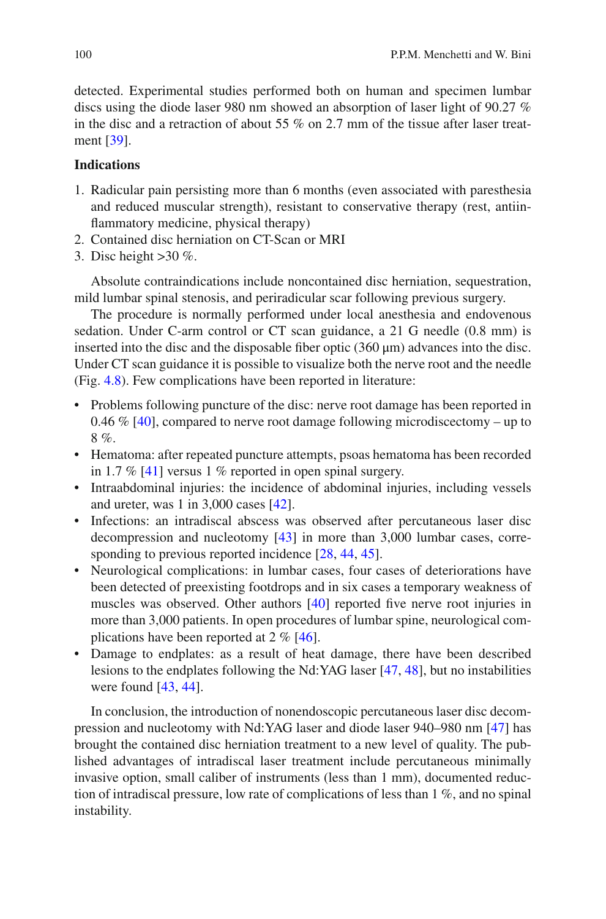detected. Experimental studies performed both on human and specimen lumbar discs using the diode laser 980 nm showed an absorption of laser light of 90.27 % in the disc and a retraction of about 55 % on 2.7 mm of the tissue after laser treatment [39].

**Indications**

1. Radicular pain persisting more than 6 months (even associated with paresthesia and reduced muscular strength), resistant to conservative therapy (rest, antiinflammatory medicine, physical therapy)
2. Contained disc herniation on CT-Scan or MRI
3. Disc height >30 %.

Absolute contraindications include noncontained disc herniation, sequestration, mild lumbar spinal stenosis, and periradicular scar following previous surgery.

The procedure is normally performed under local anesthesia and endovenous sedation. Under C-arm control or CT scan guidance, a 21 G needle (0.8 mm) is inserted into the disc and the disposable fiber optic (360 μm) advances into the disc. Under CT scan guidance it is possible to visualize both the nerve root and the needle (Fig. 4.8). Few complications have been reported in literature:

- Problems following puncture of the disc: nerve root damage has been reported in 0.46 % [40], compared to nerve root damage following microdiscectomy – up to 8 %.
- Hematoma: after repeated puncture attempts, psoas hematoma has been recorded in 1.7 % [41] versus 1 % reported in open spinal surgery.
- Intraabdominal injuries: the incidence of abdominal injuries, including vessels and ureter, was 1 in 3,000 cases [42].
- Infections: an intradiscal abscess was observed after percutaneous laser disc decompression and nucleotomy [43] in more than 3,000 lumbar cases, corresponding to previous reported incidence [28, 44, 45].
- Neurological complications: in lumbar cases, four cases of deteriorations have been detected of preexisting footdrops and in six cases a temporary weakness of muscles was observed. Other authors [40] reported five nerve root injuries in more than 3,000 patients. In open procedures of lumbar spine, neurological complications have been reported at 2 % [46].
- Damage to endplates: as a result of heat damage, there have been described lesions to the endplates following the Nd:YAG laser [47, 48], but no instabilities were found [43, 44].

In conclusion, the introduction of nonendoscopic percutaneous laser disc decompression and nucleotomy with Nd:YAG laser and diode laser 940–980 nm [47] has brought the contained disc herniation treatment to a new level of quality. The published advantages of intradiscal laser treatment include percutaneous minimally invasive option, small caliber of instruments (less than 1 mm), documented reduction of intradiscal pressure, low rate of complications of less than 1 %, and no spinal instability.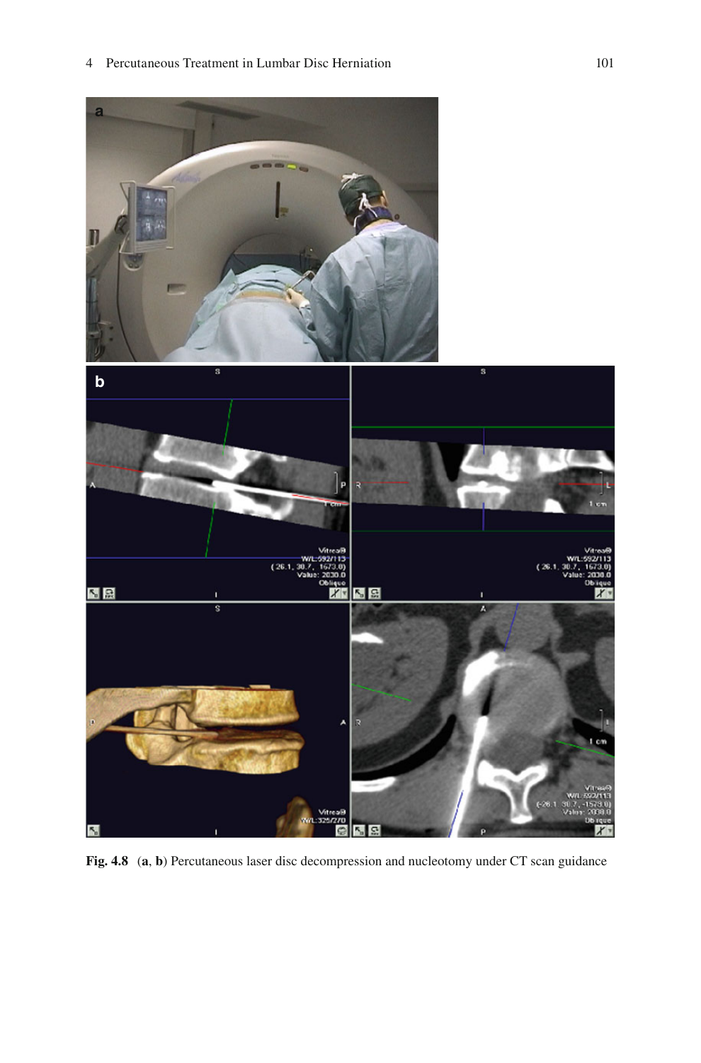**Fig. 4.8** (**a**, **b**) Percutaneous laser disc decompression and nucleotomy under CT scan guidance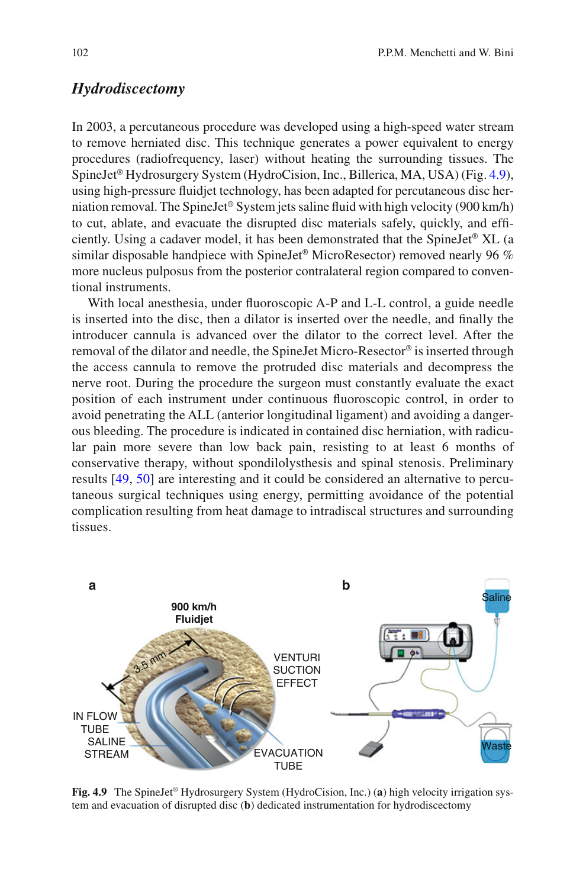## *Hydrodiscectomy*

In 2003, a percutaneous procedure was developed using a high-speed water stream to remove herniated disc. This technique generates a power equivalent to energy procedures (radiofrequency, laser) without heating the surrounding tissues. The SpineJet® Hydrosurgery System (HydroCision, Inc., Billerica, MA, USA) (Fig. 4.9), using high-pressure fluidjet technology, has been adapted for percutaneous disc herniation removal. The SpineJet® System jets saline fluid with high velocity (900 km/h) to cut, ablate, and evacuate the disrupted disc materials safely, quickly, and efficiently. Using a cadaver model, it has been demonstrated that the SpineJet® XL (a similar disposable handpiece with SpineJet® MicroResector) removed nearly 96 % more nucleus pulposus from the posterior contralateral region compared to conventional instruments.

With local anesthesia, under fluoroscopic A-P and L-L control, a guide needle is inserted into the disc, then a dilator is inserted over the needle, and finally the introducer cannula is advanced over the dilator to the correct level. After the removal of the dilator and needle, the SpineJet Micro-Resector® is inserted through the access cannula to remove the protruded disc materials and decompress the nerve root. During the procedure the surgeon must constantly evaluate the exact position of each instrument under continuous fluoroscopic control, in order to avoid penetrating the ALL (anterior longitudinal ligament) and avoiding a dangerous bleeding. The procedure is indicated in contained disc herniation, with radicular pain more severe than low back pain, resisting to at least 6 months of conservative therapy, without spondilolysthesis and spinal stenosis. Preliminary results [49, 50] are interesting and it could be considered an alternative to percutaneous surgical techniques using energy, permitting avoidance of the potential complication resulting from heat damage to intradiscal structures and surrounding tissues.

**Fig. 4.9** The SpineJet® Hydrosurgery System (HydroCision, Inc.) (**a**) high velocity irrigation system and evacuation of disrupted disc (**b**) dedicated instrumentation for hydrodiscectomy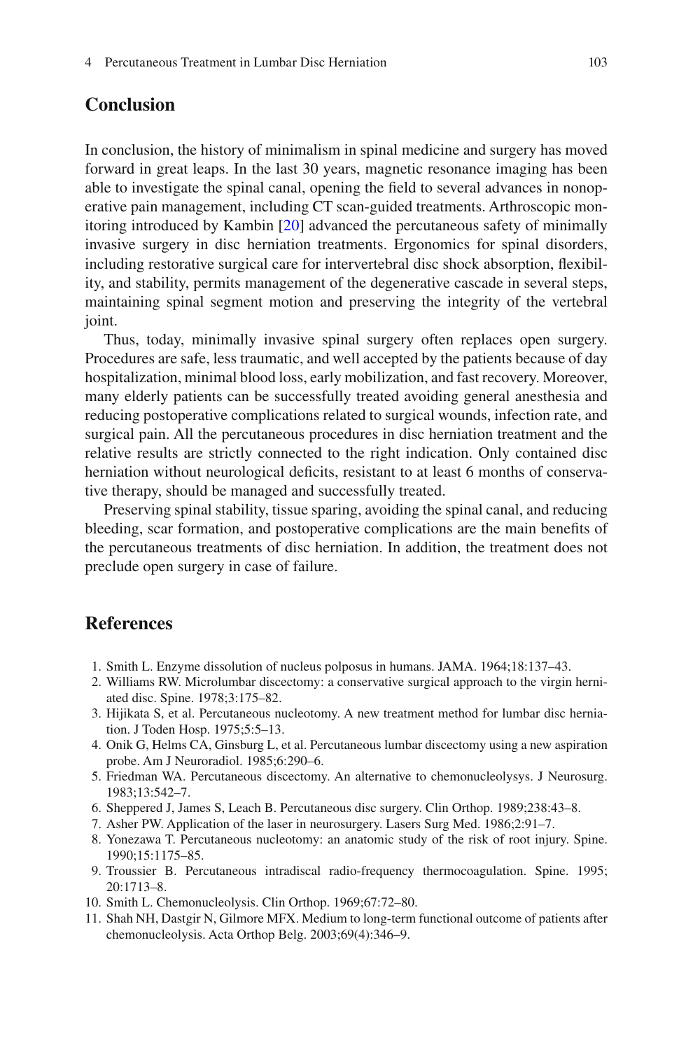## Conclusion

In conclusion, the history of minimalism in spinal medicine and surgery has moved forward in great leaps. In the last 30 years, magnetic resonance imaging has been able to investigate the spinal canal, opening the field to several advances in nonoperative pain management, including CT scan-guided treatments. Arthroscopic monitoring introduced by Kambin [20] advanced the percutaneous safety of minimally invasive surgery in disc herniation treatments. Ergonomics for spinal disorders, including restorative surgical care for intervertebral disc shock absorption, flexibility, and stability, permits management of the degenerative cascade in several steps, maintaining spinal segment motion and preserving the integrity of the vertebral joint.

Thus, today, minimally invasive spinal surgery often replaces open surgery. Procedures are safe, less traumatic, and well accepted by the patients because of day hospitalization, minimal blood loss, early mobilization, and fast recovery. Moreover, many elderly patients can be successfully treated avoiding general anesthesia and reducing postoperative complications related to surgical wounds, infection rate, and surgical pain. All the percutaneous procedures in disc herniation treatment and the relative results are strictly connected to the right indication. Only contained disc herniation without neurological deficits, resistant to at least 6 months of conservative therapy, should be managed and successfully treated.

Preserving spinal stability, tissue sparing, avoiding the spinal canal, and reducing bleeding, scar formation, and postoperative complications are the main benefits of the percutaneous treatments of disc herniation. In addition, the treatment does not preclude open surgery in case of failure.

## References

1. Smith L. Enzyme dissolution of nucleus polposus in humans. JAMA. 1964;18:137–43.
2. Williams RW. Microlumbar discectomy: a conservative surgical approach to the virgin herniated disc. Spine. 1978;3:175–82.
3. Hijikata S, et al. Percutaneous nucleotomy. A new treatment method for lumbar disc herniation. J Toden Hosp. 1975;5:5–13.
4. Onik G, Helms CA, Ginsburg L, et al. Percutaneous lumbar discectomy using a new aspiration probe. Am J Neuroradiol. 1985;6:290–6.
5. Friedman WA. Percutaneous discectomy. An alternative to chemonucleolysys. J Neurosurg. 1983;13:542–7.
6. Sheppered J, James S, Leach B. Percutaneous disc surgery. Clin Orthop. 1989;238:43–8.
7. Asher PW. Application of the laser in neurosurgery. Lasers Surg Med. 1986;2:91–7.
8. Yonezawa T. Percutaneous nucleotomy: an anatomic study of the risk of root injury. Spine. 1990;15:1175–85.
9. Troussier B. Percutaneous intradiscal radio-frequency thermocoagulation. Spine. 1995; 20:1713–8.
10. Smith L. Chemonucleolysis. Clin Orthop. 1969;67:72–80.
11. Shah NH, Dastgir N, Gilmore MFX. Medium to long-term functional outcome of patients after chemonucleolysis. Acta Orthop Belg. 2003;69(4):346–9.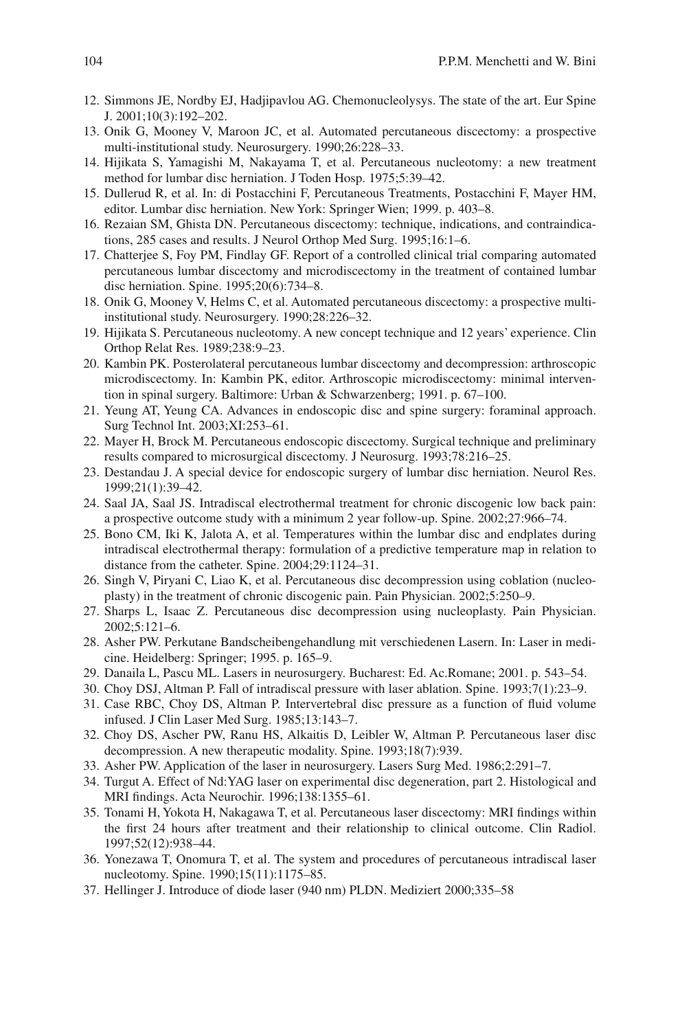12. Simmons JE, Nordby EJ, Hadjipavlou AG. Chemonucleolysys. The state of the art. Eur Spine J. 2001;10(3):192–202.
13. Onik G, Mooney V, Maroon JC, et al. Automated percutaneous discectomy: a prospective multi-institutional study. Neurosurgery. 1990;26:228–33.
14. Hijikata S, Yamagishi M, Nakayama T, et al. Percutaneous nucleotomy: a new treatment method for lumbar disc herniation. J Toden Hosp. 1975;5:39–42.
15. Dullerud R, et al. In: di Postacchini F, Percutaneous Treatments, Postacchini F, Mayer HM, editor. Lumbar disc herniation. New York: Springer Wien; 1999. p. 403–8.
16. Rezaian SM, Ghista DN. Percutaneous discectomy: technique, indications, and contraindications, 285 cases and results. J Neurol Orthop Med Surg. 1995;16:1–6.
17. Chatterjee S, Foy PM, Findlay GF. Report of a controlled clinical trial comparing automated percutaneous lumbar discectomy and microdiscectomy in the treatment of contained lumbar disc herniation. Spine. 1995;20(6):734–8.
18. Onik G, Mooney V, Helms C, et al. Automated percutaneous discectomy: a prospective multi-institutional study. Neurosurgery. 1990;28:226–32.
19. Hijikata S. Percutaneous nucleotomy. A new concept technique and 12 years' experience. Clin Orthop Relat Res. 1989;238:9–23.
20. Kambin PK. Posterolateral percutaneous lumbar discectomy and decompression: arthroscopic microdiscectomy. In: Kambin PK, editor. Arthroscopic microdiscectomy: minimal intervention in spinal surgery. Baltimore: Urban & Schwarzenberg; 1991. p. 67–100.
21. Yeung AT, Yeung CA. Advances in endoscopic disc and spine surgery: foraminal approach. Surg Technol Int. 2003;XI:253–61.
22. Mayer H, Brock M. Percutaneous endoscopic discectomy. Surgical technique and preliminary results compared to microsurgical discectomy. J Neurosurg. 1993;78:216–25.
23. Destandau J. A special device for endoscopic surgery of lumbar disc herniation. Neurol Res. 1999;21(1):39–42.
24. Saal JA, Saal JS. Intradiscal electrothermal treatment for chronic discogenic low back pain: a prospective outcome study with a minimum 2 year follow-up. Spine. 2002;27:966–74.
25. Bono CM, Iki K, Jalota A, et al. Temperatures within the lumbar disc and endplates during intradiscal electrothermal therapy: formulation of a predictive temperature map in relation to distance from the catheter. Spine. 2004;29:1124–31.
26. Singh V, Piryani C, Liao K, et al. Percutaneous disc decompression using coblation (nucleoplasty) in the treatment of chronic discogenic pain. Pain Physician. 2002;5:250–9.
27. Sharps L, Isaac Z. Percutaneous disc decompression using nucleoplasty. Pain Physician. 2002;5:121–6.
28. Asher PW. Perkutane Bandscheibengehandlung mit verschiedenen Lasern. In: Laser in medicine. Heidelberg: Springer; 1995. p. 165–9.
29. Danaila L, Pascu ML. Lasers in neurosurgery. Bucharest: Ed. Ac.Romane; 2001. p. 543–54.
30. Choy DSJ, Altman P. Fall of intradiscal pressure with laser ablation. Spine. 1993;7(1):23–9.
31. Case RBC, Choy DS, Altman P. Intervertebral disc pressure as a function of fluid volume infused. J Clin Laser Med Surg. 1985;13:143–7.
32. Choy DS, Ascher PW, Ranu HS, Alkaitis D, Leibler W, Altman P. Percutaneous laser disc decompression. A new therapeutic modality. Spine. 1993;18(7):939.
33. Asher PW. Application of the laser in neurosurgery. Lasers Surg Med. 1986;2:291–7.
34. Turgut A. Effect of Nd:YAG laser on experimental disc degeneration, part 2. Histological and MRI findings. Acta Neurochir. 1996;138:1355–61.
35. Tonami H, Yokota H, Nakagawa T, et al. Percutaneous laser discectomy: MRI findings within the first 24 hours after treatment and their relationship to clinical outcome. Clin Radiol. 1997;52(12):938–44.
36. Yonezawa T, Onomura T, et al. The system and procedures of percutaneous intradiscal laser nucleotomy. Spine. 1990;15(11):1175–85.
37. Hellinger J. Introduce of diode laser (940 nm) PLDN. Mediziert 2000;335–58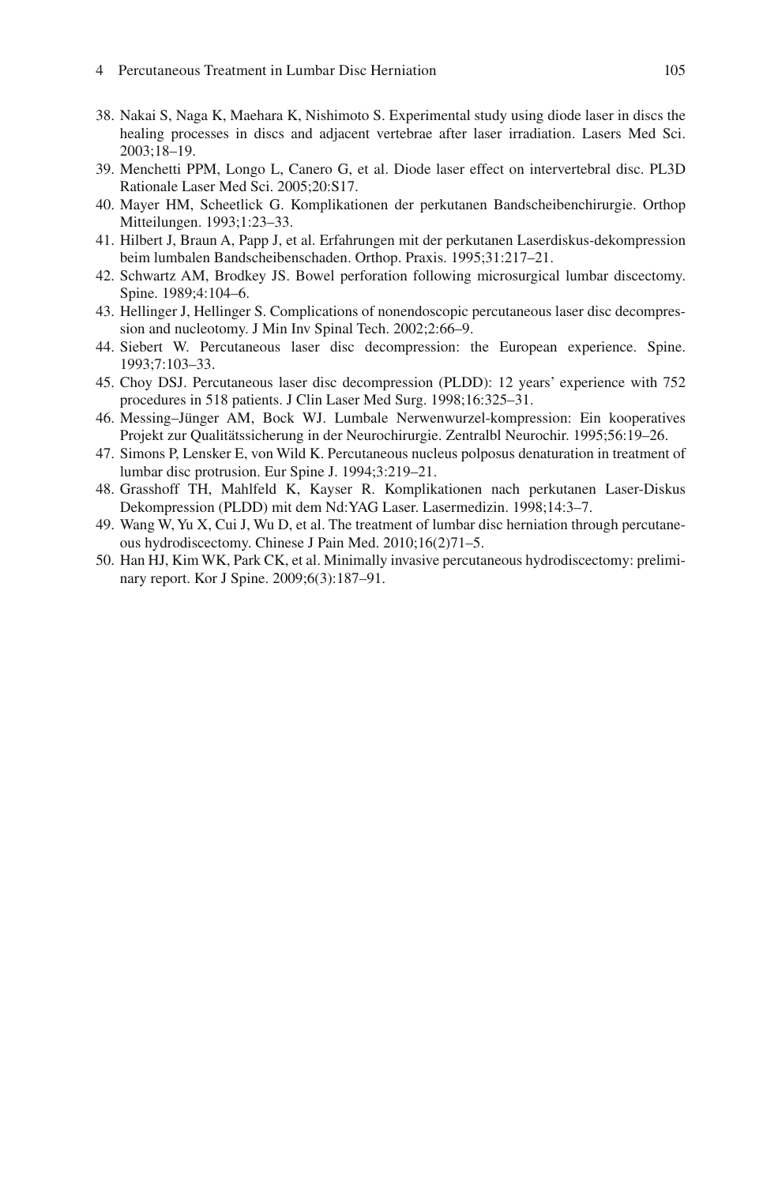38. Nakai S, Naga K, Maehara K, Nishimoto S. Experimental study using diode laser in discs the healing processes in discs and adjacent vertebrae after laser irradiation. Lasers Med Sci. 2003;18–19.
39. Menchetti PPM, Longo L, Canero G, et al. Diode laser effect on intervertebral disc. PL3D Rationale Laser Med Sci. 2005;20:S17.
40. Mayer HM, Scheetlick G. Komplikationen der perkutanen Bandscheibenchirurgie. Orthop Mitteilungen. 1993;1:23–33.
41. Hilbert J, Braun A, Papp J, et al. Erfahrungen mit der perkutanen Laserdiskus-dekompression beim lumbalen Bandscheibenschaden. Orthop. Praxis. 1995;31:217–21.
42. Schwartz AM, Brodkey JS. Bowel perforation following microsurgical lumbar discectomy. Spine. 1989;4:104–6.
43. Hellinger J, Hellinger S. Complications of nonendoscopic percutaneous laser disc decompression and nucleotomy. J Min Inv Spinal Tech. 2002;2:66–9.
44. Siebert W. Percutaneous laser disc decompression: the European experience. Spine. 1993;7:103–33.
45. Choy DSJ. Percutaneous laser disc decompression (PLDD): 12 years' experience with 752 procedures in 518 patients. J Clin Laser Med Surg. 1998;16:325–31.
46. Messing–Jünger AM, Bock WJ. Lumbale Nerwenwurzel-kompression: Ein kooperatives Projekt zur Qualitätssicherung in der Neurochirurgie. Zentralbl Neurochir. 1995;56:19–26.
47. Simons P, Lensker E, von Wild K. Percutaneous nucleus polposus denaturation in treatment of lumbar disc protrusion. Eur Spine J. 1994;3:219–21.
48. Grasshoff TH, Mahlfeld K, Kayser R. Komplikationen nach perkutanen Laser-Diskus Dekompression (PLDD) mit dem Nd:YAG Laser. Lasermedizin. 1998;14:3–7.
49. Wang W, Yu X, Cui J, Wu D, et al. The treatment of lumbar disc herniation through percutaneous hydrodiscectomy. Chinese J Pain Med. 2010;16(2)71–5.
50. Han HJ, Kim WK, Park CK, et al. Minimally invasive percutaneous hydrodiscectomy: preliminary report. Kor J Spine. 2009;6(3):187–91.